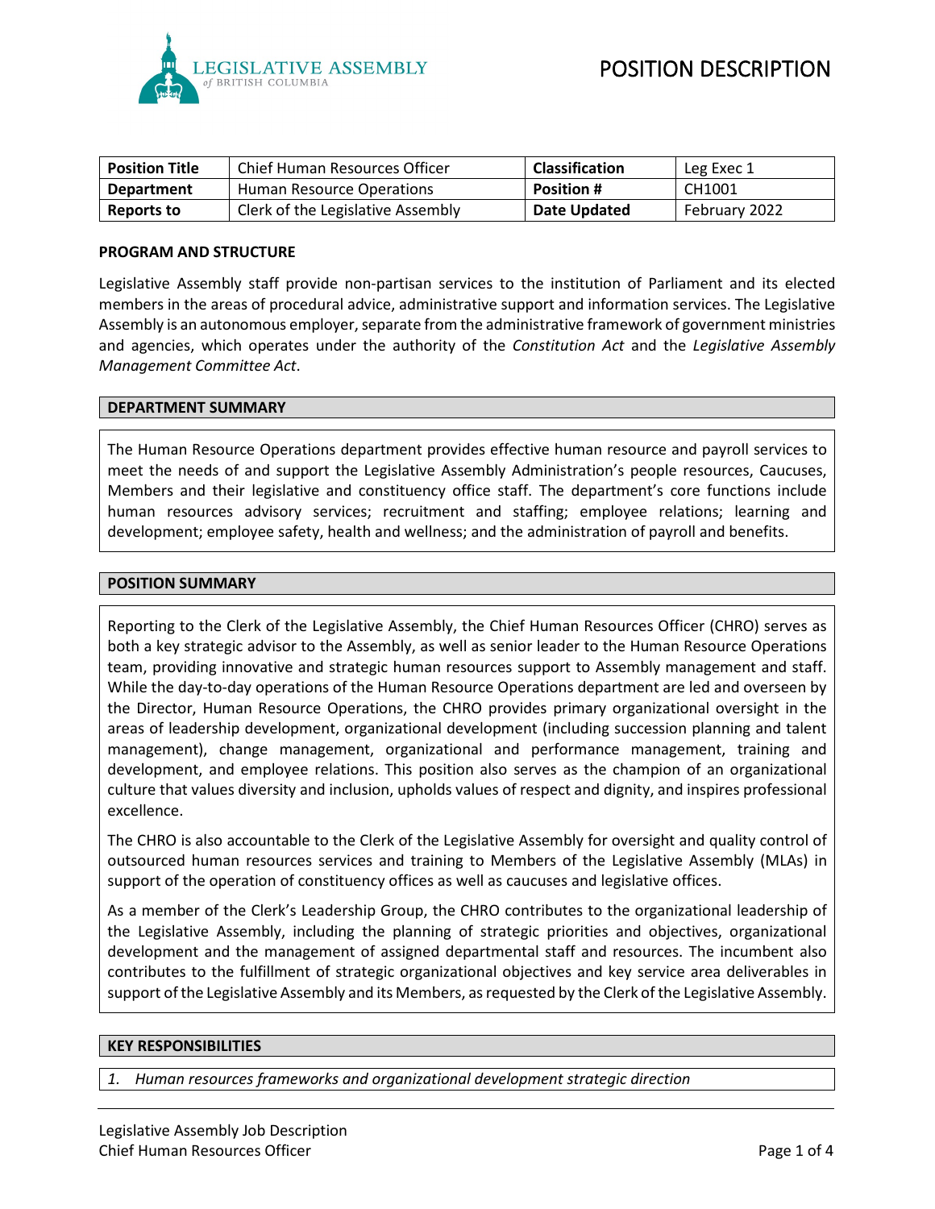# POSITION DESCRIPTION

| **Position Title** | Chief Human Resources Officer | **Classification** | Leg Exec 1 |
|---|---|---|---|
| **Department** | Human Resource Operations | **Position #** | CH1001 |
| **Reports to** | Clerk of the Legislative Assembly | **Date Updated** | February 2022 |

## PROGRAM AND STRUCTURE

Legislative Assembly staff provide non-partisan services to the institution of Parliament and its elected members in the areas of procedural advice, administrative support and information services. The Legislative Assembly is an autonomous employer, separate from the administrative framework of government ministries and agencies, which operates under the authority of the *Constitution Act* and the *Legislative Assembly Management Committee Act*.

## DEPARTMENT SUMMARY

The Human Resource Operations department provides effective human resource and payroll services to meet the needs of and support the Legislative Assembly Administration's people resources, Caucuses, Members and their legislative and constituency office staff. The department's core functions include human resources advisory services; recruitment and staffing; employee relations; learning and development; employee safety, health and wellness; and the administration of payroll and benefits.

## POSITION SUMMARY

Reporting to the Clerk of the Legislative Assembly, the Chief Human Resources Officer (CHRO) serves as both a key strategic advisor to the Assembly, as well as senior leader to the Human Resource Operations team, providing innovative and strategic human resources support to Assembly management and staff. While the day-to-day operations of the Human Resource Operations department are led and overseen by the Director, Human Resource Operations, the CHRO provides primary organizational oversight in the areas of leadership development, organizational development (including succession planning and talent management), change management, organizational and performance management, training and development, and employee relations. This position also serves as the champion of an organizational culture that values diversity and inclusion, upholds values of respect and dignity, and inspires professional excellence.

The CHRO is also accountable to the Clerk of the Legislative Assembly for oversight and quality control of outsourced human resources services and training to Members of the Legislative Assembly (MLAs) in support of the operation of constituency offices as well as caucuses and legislative offices.

As a member of the Clerk's Leadership Group, the CHRO contributes to the organizational leadership of the Legislative Assembly, including the planning of strategic priorities and objectives, organizational development and the management of assigned departmental staff and resources. The incumbent also contributes to the fulfillment of strategic organizational objectives and key service area deliverables in support of the Legislative Assembly and its Members, as requested by the Clerk of the Legislative Assembly.

## KEY RESPONSIBILITIES

*1. Human resources frameworks and organizational development strategic direction*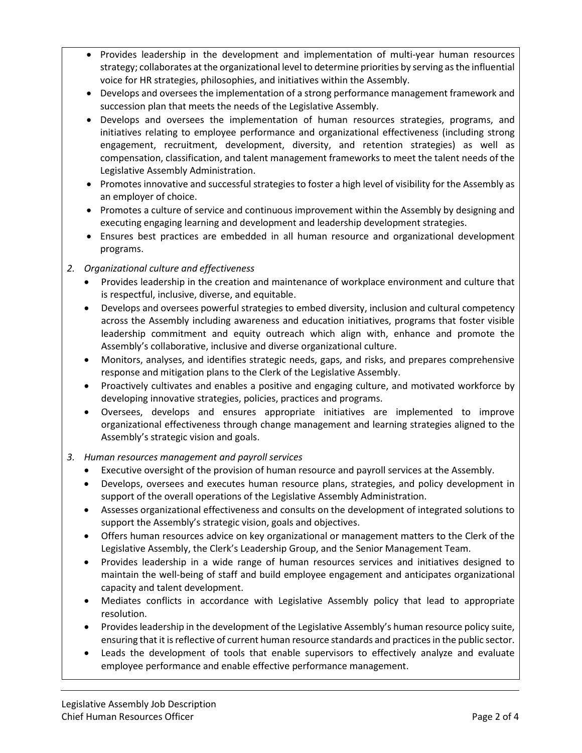- Provides leadership in the development and implementation of multi-year human resources strategy; collaborates at the organizational level to determine priorities by serving as the influential voice for HR strategies, philosophies, and initiatives within the Assembly.
- Develops and oversees the implementation of a strong performance management framework and succession plan that meets the needs of the Legislative Assembly.
- Develops and oversees the implementation of human resources strategies, programs, and initiatives relating to employee performance and organizational effectiveness (including strong engagement, recruitment, development, diversity, and retention strategies) as well as compensation, classification, and talent management frameworks to meet the talent needs of the Legislative Assembly Administration.
- Promotes innovative and successful strategies to foster a high level of visibility for the Assembly as an employer of choice.
- Promotes a culture of service and continuous improvement within the Assembly by designing and executing engaging learning and development and leadership development strategies.
- Ensures best practices are embedded in all human resource and organizational development programs.

2. *Organizational culture and effectiveness*
   - Provides leadership in the creation and maintenance of workplace environment and culture that is respectful, inclusive, diverse, and equitable.
   - Develops and oversees powerful strategies to embed diversity, inclusion and cultural competency across the Assembly including awareness and education initiatives, programs that foster visible leadership commitment and equity outreach which align with, enhance and promote the Assembly's collaborative, inclusive and diverse organizational culture.
   - Monitors, analyses, and identifies strategic needs, gaps, and risks, and prepares comprehensive response and mitigation plans to the Clerk of the Legislative Assembly.
   - Proactively cultivates and enables a positive and engaging culture, and motivated workforce by developing innovative strategies, policies, practices and programs.
   - Oversees, develops and ensures appropriate initiatives are implemented to improve organizational effectiveness through change management and learning strategies aligned to the Assembly's strategic vision and goals.

3. *Human resources management and payroll services*
   - Executive oversight of the provision of human resource and payroll services at the Assembly.
   - Develops, oversees and executes human resource plans, strategies, and policy development in support of the overall operations of the Legislative Assembly Administration.
   - Assesses organizational effectiveness and consults on the development of integrated solutions to support the Assembly's strategic vision, goals and objectives.
   - Offers human resources advice on key organizational or management matters to the Clerk of the Legislative Assembly, the Clerk's Leadership Group, and the Senior Management Team.
   - Provides leadership in a wide range of human resources services and initiatives designed to maintain the well-being of staff and build employee engagement and anticipates organizational capacity and talent development.
   - Mediates conflicts in accordance with Legislative Assembly policy that lead to appropriate resolution.
   - Provides leadership in the development of the Legislative Assembly's human resource policy suite, ensuring that it is reflective of current human resource standards and practices in the public sector.
   - Leads the development of tools that enable supervisors to effectively analyze and evaluate employee performance and enable effective performance management.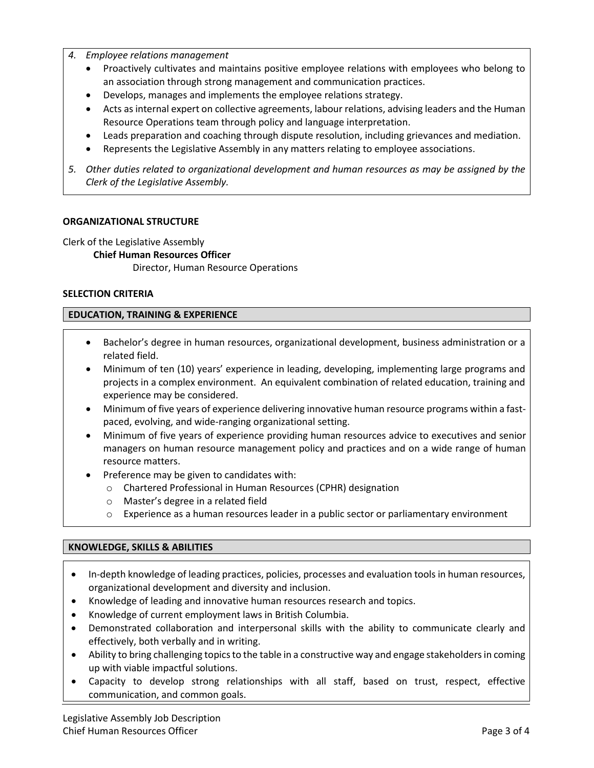*4. Employee relations management*

- Proactively cultivates and maintains positive employee relations with employees who belong to an association through strong management and communication practices.
- Develops, manages and implements the employee relations strategy.
- Acts as internal expert on collective agreements, labour relations, advising leaders and the Human Resource Operations team through policy and language interpretation.
- Leads preparation and coaching through dispute resolution, including grievances and mediation.
- Represents the Legislative Assembly in any matters relating to employee associations.

*5. Other duties related to organizational development and human resources as may be assigned by the Clerk of the Legislative Assembly.*

**ORGANIZATIONAL STRUCTURE**

Clerk of the Legislative Assembly
  **Chief Human Resources Officer**
    Director, Human Resource Operations

**SELECTION CRITERIA**

**EDUCATION, TRAINING & EXPERIENCE**

- Bachelor's degree in human resources, organizational development, business administration or a related field.
- Minimum of ten (10) years' experience in leading, developing, implementing large programs and projects in a complex environment. An equivalent combination of related education, training and experience may be considered.
- Minimum of five years of experience delivering innovative human resource programs within a fast-paced, evolving, and wide-ranging organizational setting.
- Minimum of five years of experience providing human resources advice to executives and senior managers on human resource management policy and practices and on a wide range of human resource matters.
- Preference may be given to candidates with:
  - Chartered Professional in Human Resources (CPHR) designation
  - Master's degree in a related field
  - Experience as a human resources leader in a public sector or parliamentary environment

**KNOWLEDGE, SKILLS & ABILITIES**

- In-depth knowledge of leading practices, policies, processes and evaluation tools in human resources, organizational development and diversity and inclusion.
- Knowledge of leading and innovative human resources research and topics.
- Knowledge of current employment laws in British Columbia.
- Demonstrated collaboration and interpersonal skills with the ability to communicate clearly and effectively, both verbally and in writing.
- Ability to bring challenging topics to the table in a constructive way and engage stakeholders in coming up with viable impactful solutions.
- Capacity to develop strong relationships with all staff, based on trust, respect, effective communication, and common goals.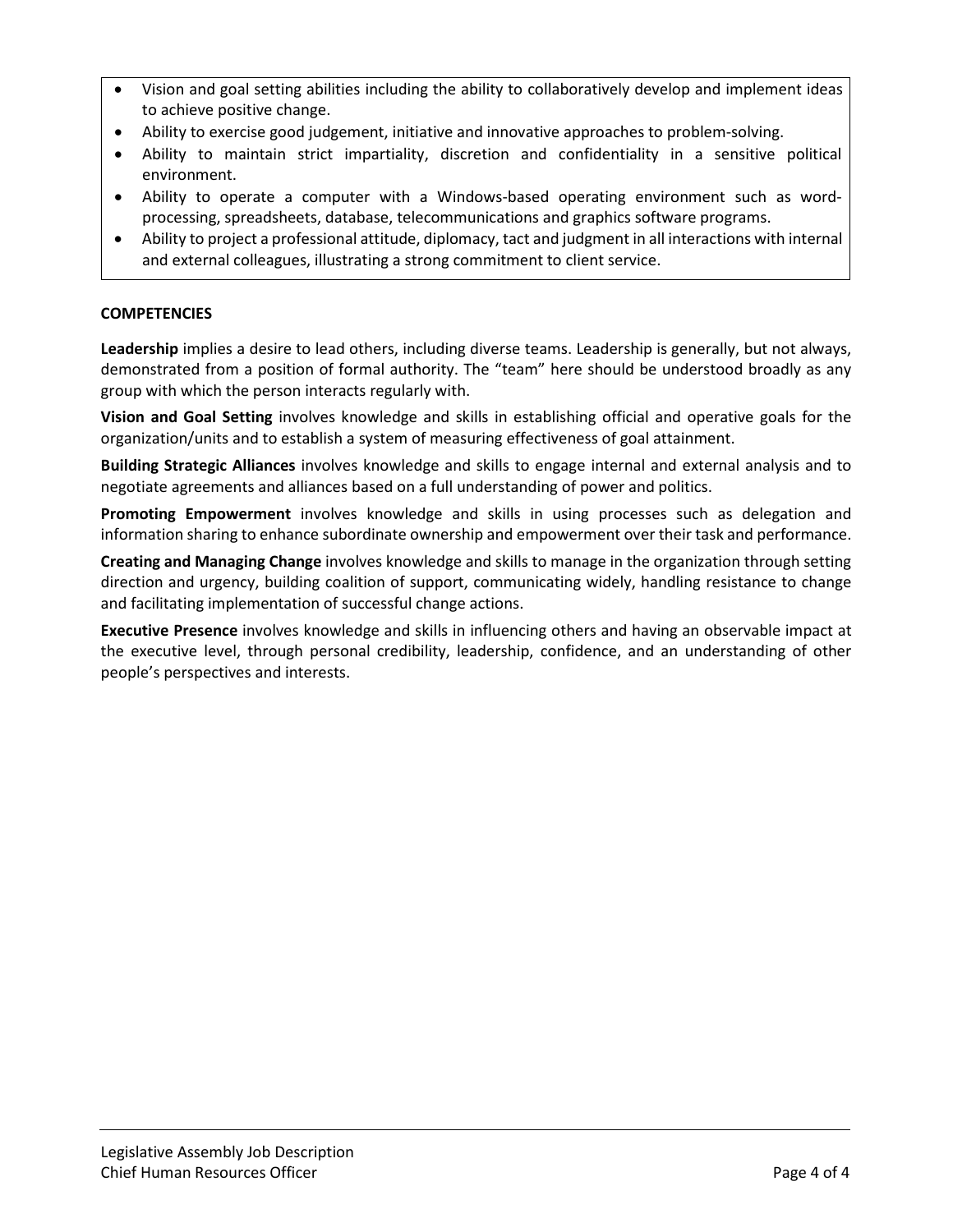- Vision and goal setting abilities including the ability to collaboratively develop and implement ideas to achieve positive change.
- Ability to exercise good judgement, initiative and innovative approaches to problem-solving.
- Ability to maintain strict impartiality, discretion and confidentiality in a sensitive political environment.
- Ability to operate a computer with a Windows-based operating environment such as word-processing, spreadsheets, database, telecommunications and graphics software programs.
- Ability to project a professional attitude, diplomacy, tact and judgment in all interactions with internal and external colleagues, illustrating a strong commitment to client service.

**COMPETENCIES**

**Leadership** implies a desire to lead others, including diverse teams. Leadership is generally, but not always, demonstrated from a position of formal authority. The "team" here should be understood broadly as any group with which the person interacts regularly with.

**Vision and Goal Setting** involves knowledge and skills in establishing official and operative goals for the organization/units and to establish a system of measuring effectiveness of goal attainment.

**Building Strategic Alliances** involves knowledge and skills to engage internal and external analysis and to negotiate agreements and alliances based on a full understanding of power and politics.

**Promoting Empowerment** involves knowledge and skills in using processes such as delegation and information sharing to enhance subordinate ownership and empowerment over their task and performance.

**Creating and Managing Change** involves knowledge and skills to manage in the organization through setting direction and urgency, building coalition of support, communicating widely, handling resistance to change and facilitating implementation of successful change actions.

**Executive Presence** involves knowledge and skills in influencing others and having an observable impact at the executive level, through personal credibility, leadership, confidence, and an understanding of other people's perspectives and interests.